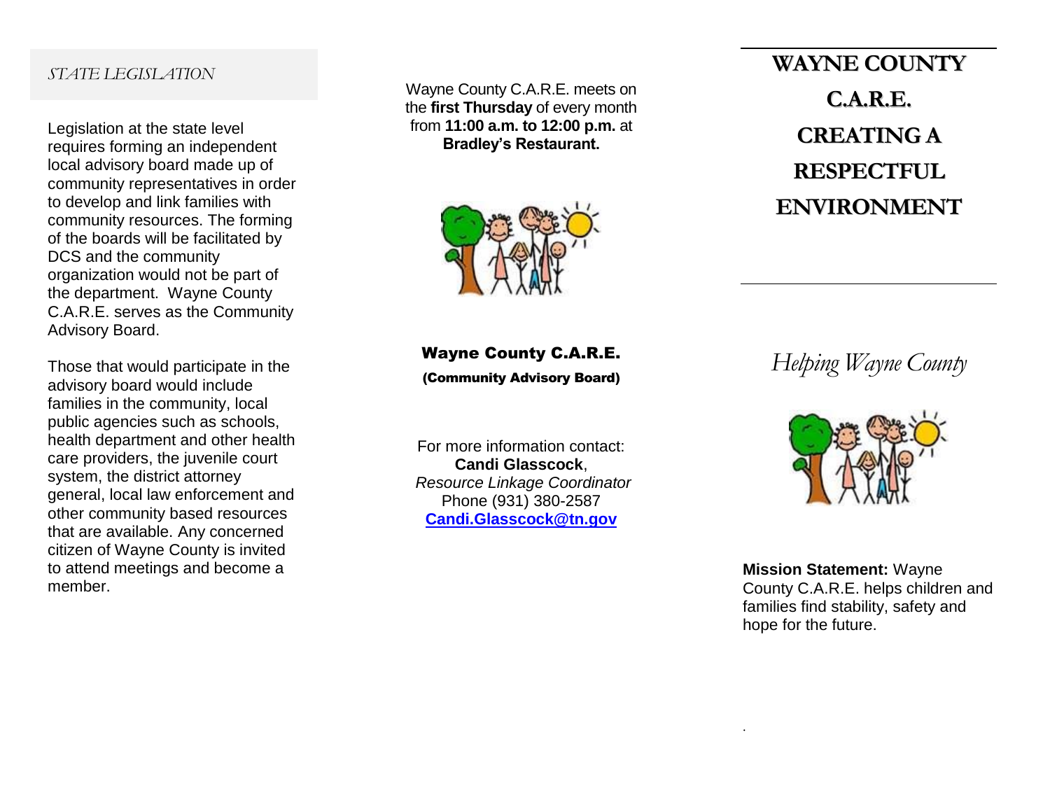## STATE LEGISLATION

Legislation at the state level requires forming an independent local advisory board made up of community representatives in order to develop and link families with community resources. The forming of the boards will be facilitated by DCS and the community organization would not be part of the department. Wayne County C.A.R.E. serves as the Community Advisory Board.

Those that would participate in the advisory board would include families in the community, local public agencies such as schools, health department and other health care providers, the juvenile court system, the district attorney general, local law enforcement and other community based resources that are available. Any concerned citizen of Wayne County is invited to attend meetings and become a member.

Wayne County C.A.R.E. meets on the **first Thursday** of every month from **11:00 a.m. to 12:00 p.m.** at **Bradley's Restaurant.**

**Wayne County C.A.R.E.**

**(Community Advisory Board)**

For more information contact:
**Candi Glasscock**,
*Resource Linkage Coordinator*
Phone (931) 380-2587
**Candi.Glasscock@tn.gov**

# WAYNE COUNTY C.A.R.E. CREATING A RESPECTFUL ENVIRONMENT

*Helping Wayne County*

**Mission Statement:** Wayne County C.A.R.E. helps children and families find stability, safety and hope for the future.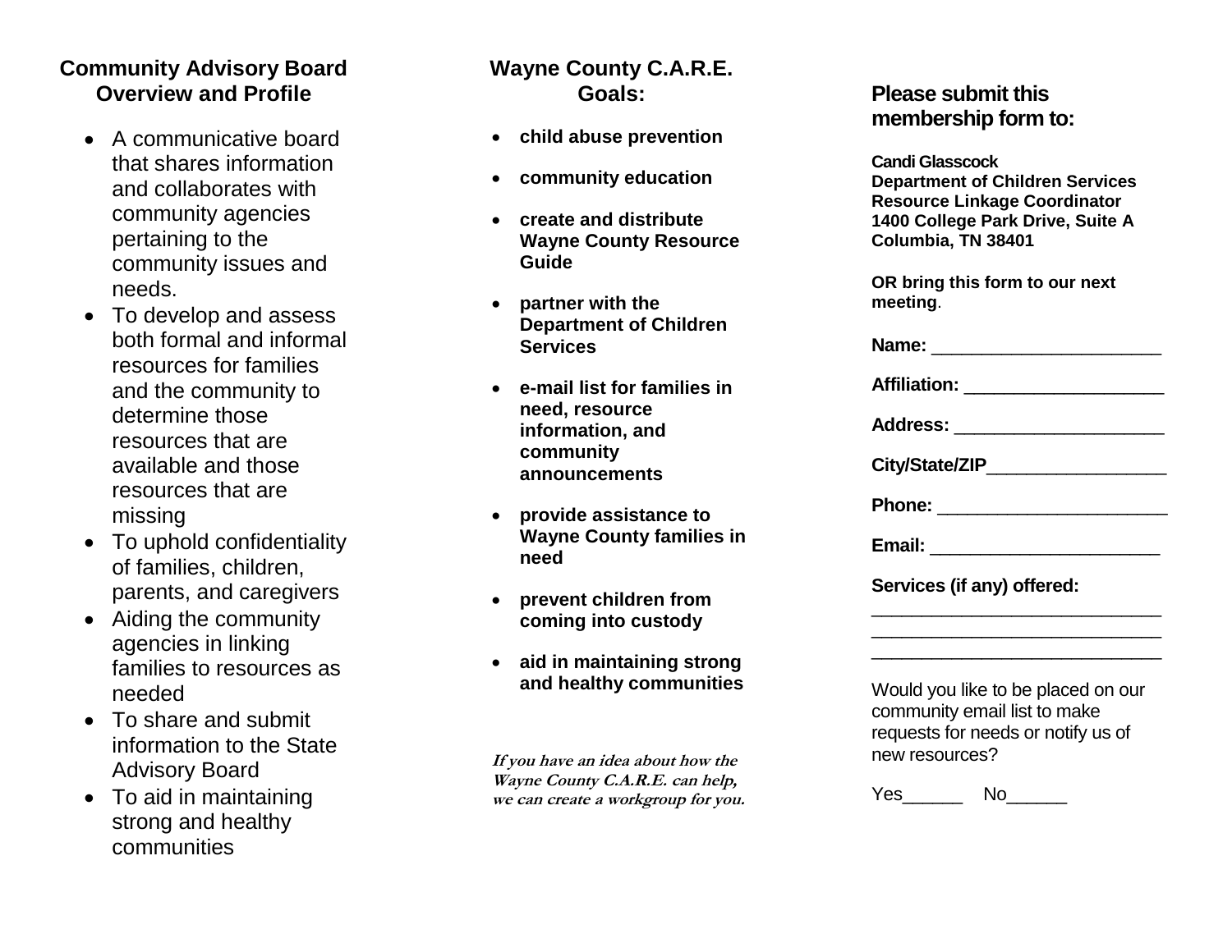## Community Advisory Board Overview and Profile

- A communicative board that shares information and collaborates with community agencies pertaining to the community issues and needs.
- To develop and assess both formal and informal resources for families and the community to determine those resources that are available and those resources that are missing
- To uphold confidentiality of families, children, parents, and caregivers
- Aiding the community agencies in linking families to resources as needed
- To share and submit information to the State Advisory Board
- To aid in maintaining strong and healthy communities

## Wayne County C.A.R.E. Goals:

- **child abuse prevention**
- **community education**
- **create and distribute Wayne County Resource Guide**
- **partner with the Department of Children Services**
- **e-mail list for families in need, resource information, and community announcements**
- **provide assistance to Wayne County families in need**
- **prevent children from coming into custody**
- **aid in maintaining strong and healthy communities**

***If you have an idea about how the Wayne County C.A.R.E. can help, we can create a workgroup for you.***

## Please submit this membership form to:

**Candi Glasscock**
**Department of Children Services**
**Resource Linkage Coordinator**
**1400 College Park Drive, Suite A**
**Columbia, TN 38401**

**OR bring this form to our next meeting**.

**Name:** ______________________

**Affiliation:** ___________________

**Address:** ____________________

**City/State/ZIP**_________________

**Phone:** ______________________

**Email:** ______________________

**Services (if any) offered:**

____________________________
____________________________
____________________________

Would you like to be placed on our community email list to make requests for needs or notify us of new resources?

Yes______ No______